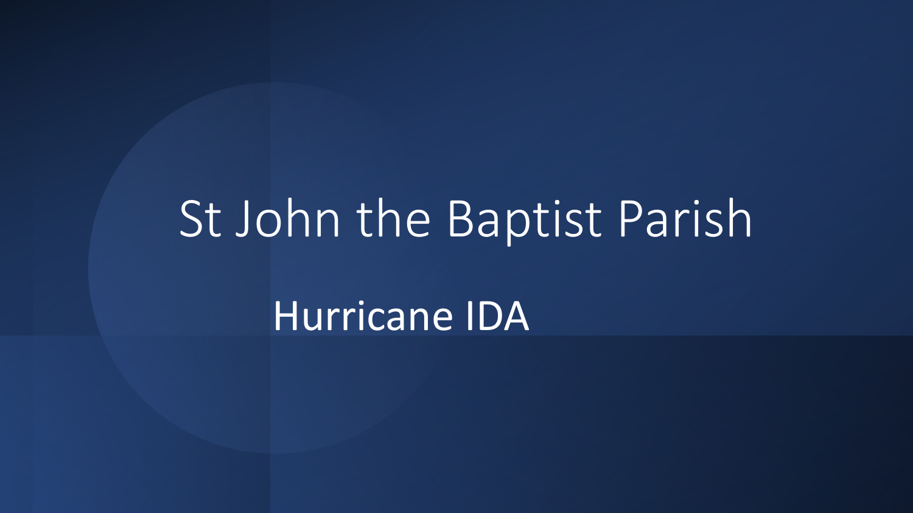# St John the Baptist Parish

## Hurricane IDA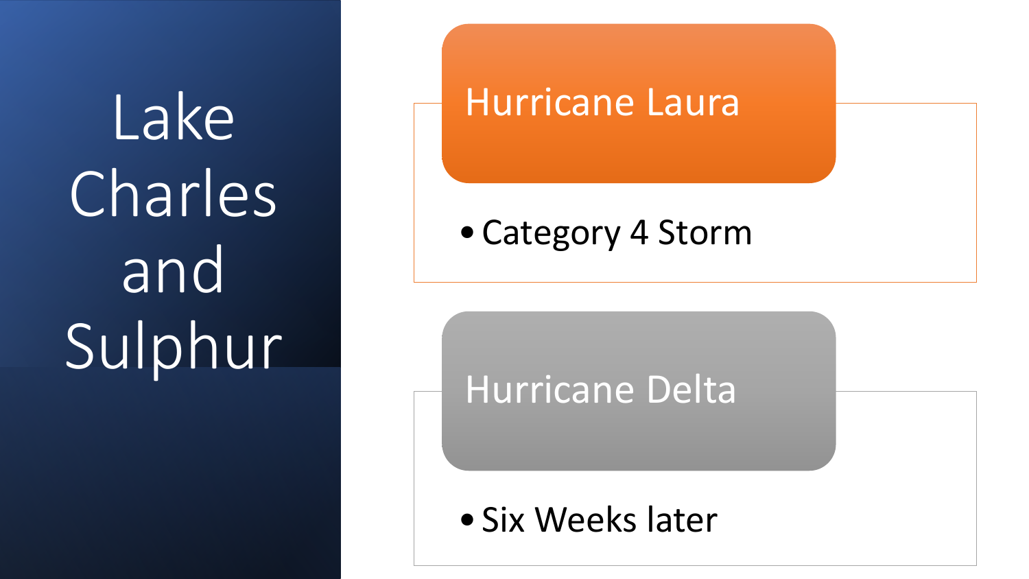# Lake Charles and Sulphur

## Hurricane Laura

- Category 4 Storm

## Hurricane Delta

- Six Weeks later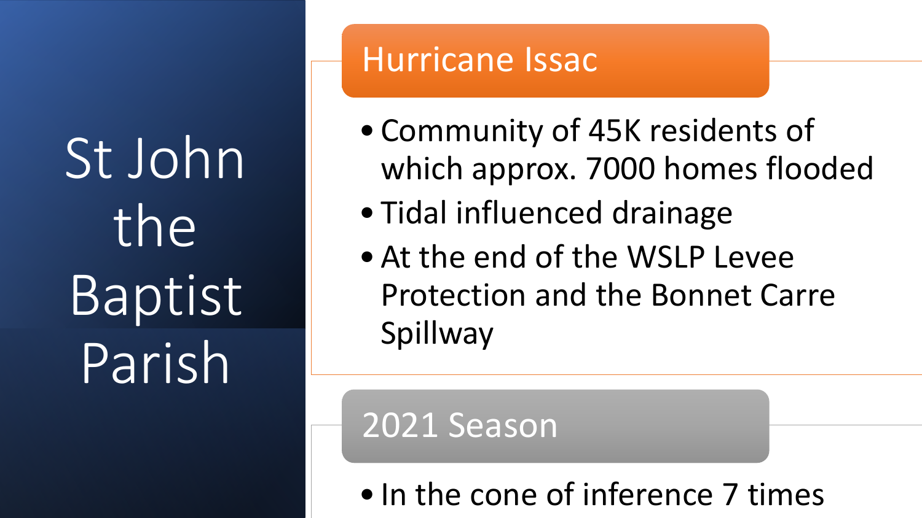# St John the Baptist Parish

## Hurricane Issac

- Community of 45K residents of which approx. 7000 homes flooded
- Tidal influenced drainage
- At the end of the WSLP Levee Protection and the Bonnet Carre Spillway

## 2021 Season

- In the cone of inference 7 times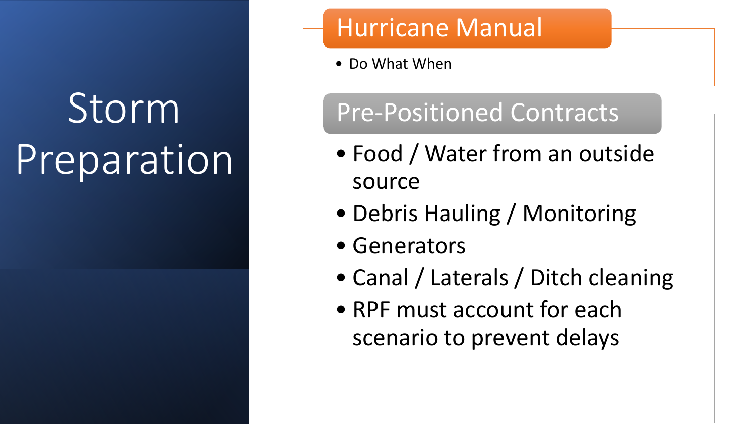# Storm Preparation

## Hurricane Manual

- Do What When

## Pre-Positioned Contracts

- Food / Water from an outside source
- Debris Hauling / Monitoring
- Generators
- Canal / Laterals / Ditch cleaning
- RPF must account for each scenario to prevent delays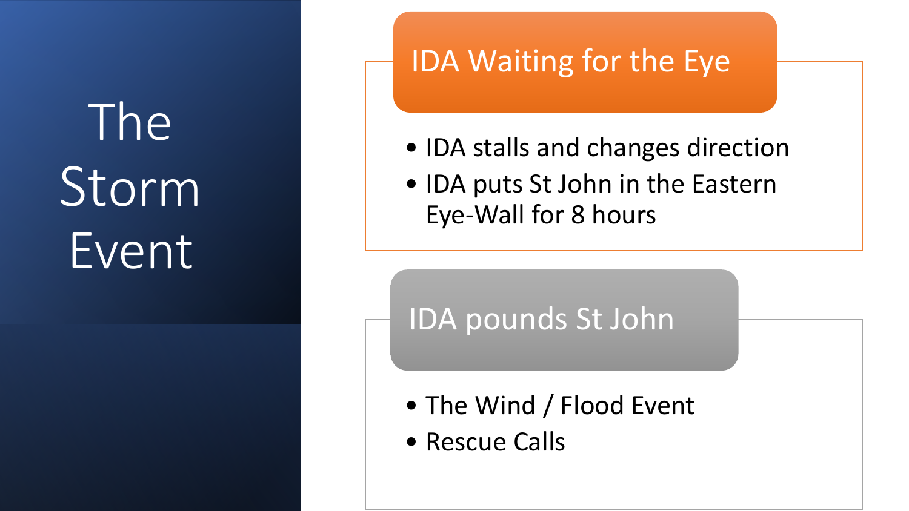# The Storm Event

## IDA Waiting for the Eye

- IDA stalls and changes direction
- IDA puts St John in the Eastern Eye-Wall for 8 hours

## IDA pounds St John

- The Wind / Flood Event
- Rescue Calls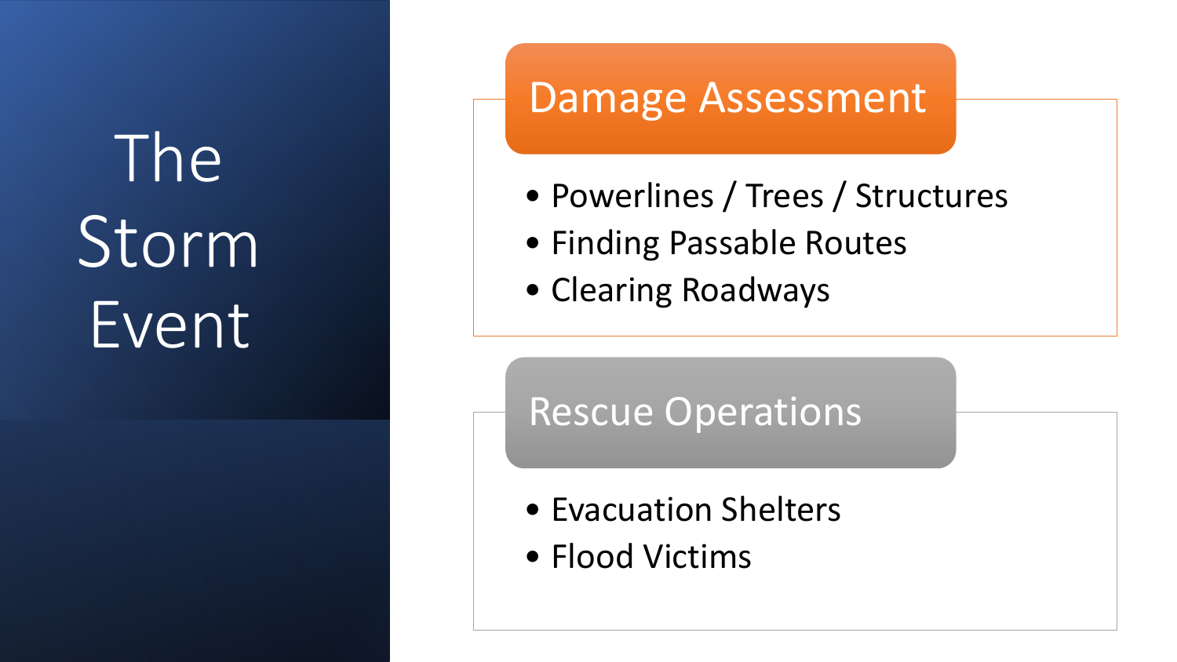# The Storm Event

## Damage Assessment

- Powerlines / Trees / Structures
- Finding Passable Routes
- Clearing Roadways

## Rescue Operations

- Evacuation Shelters
- Flood Victims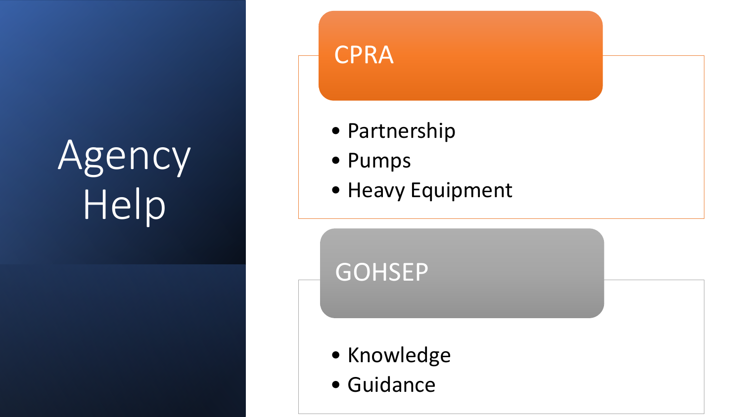# Agency Help

## CPRA

- Partnership
- Pumps
- Heavy Equipment

## GOHSEP

- Knowledge
- Guidance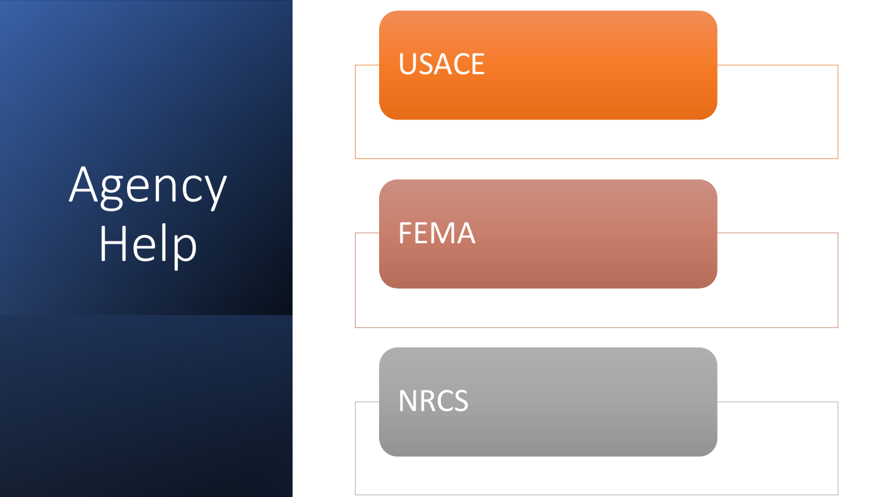# Agency Help

- USACE
- FEMA
- NRCS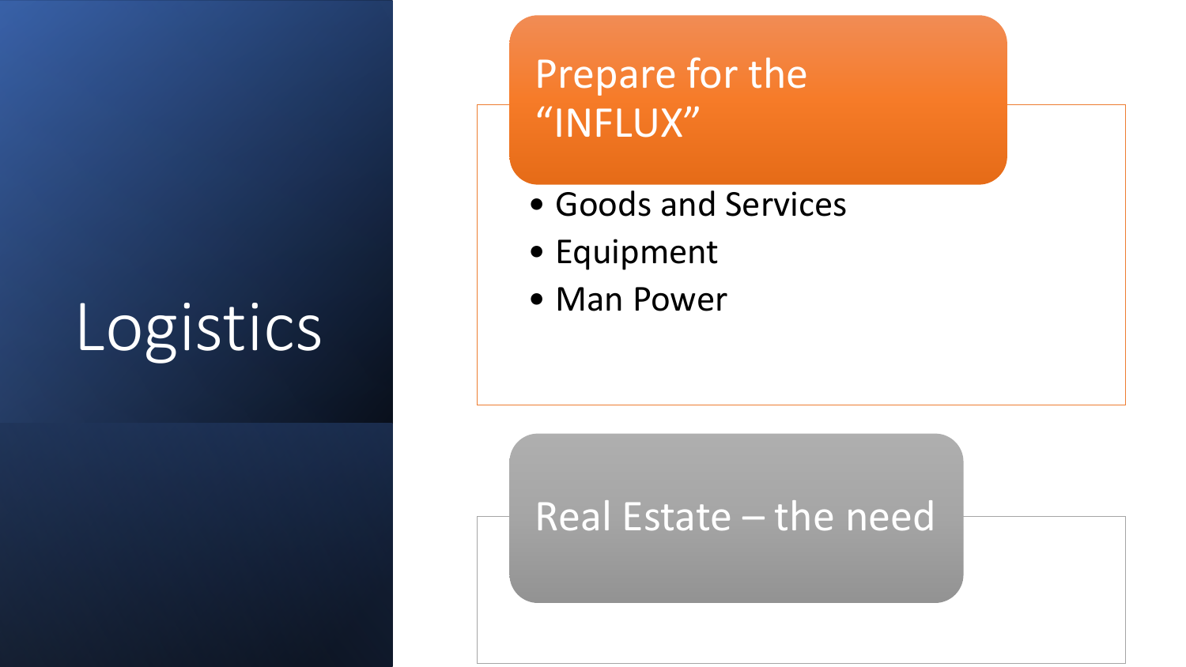# Logistics

## Prepare for the "INFLUX"

- Goods and Services
- Equipment
- Man Power

## Real Estate – the need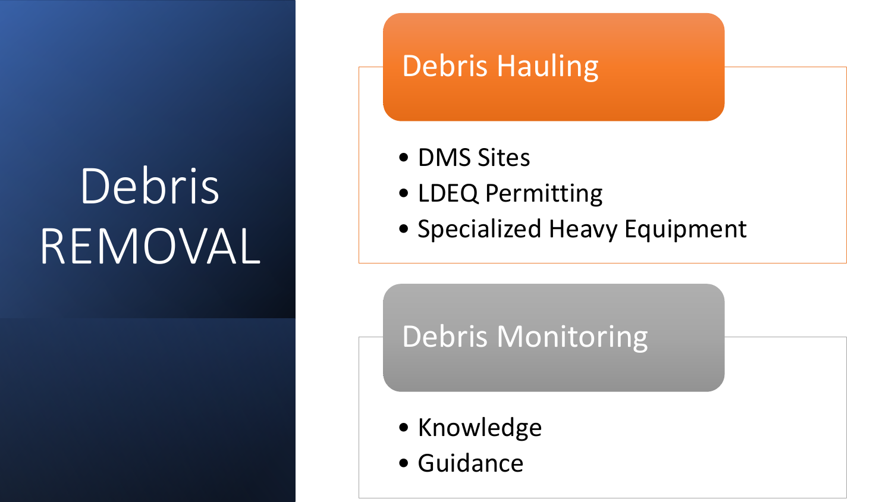# Debris REMOVAL

## Debris Hauling

- DMS Sites
- LDEQ Permitting
- Specialized Heavy Equipment

## Debris Monitoring

- Knowledge
- Guidance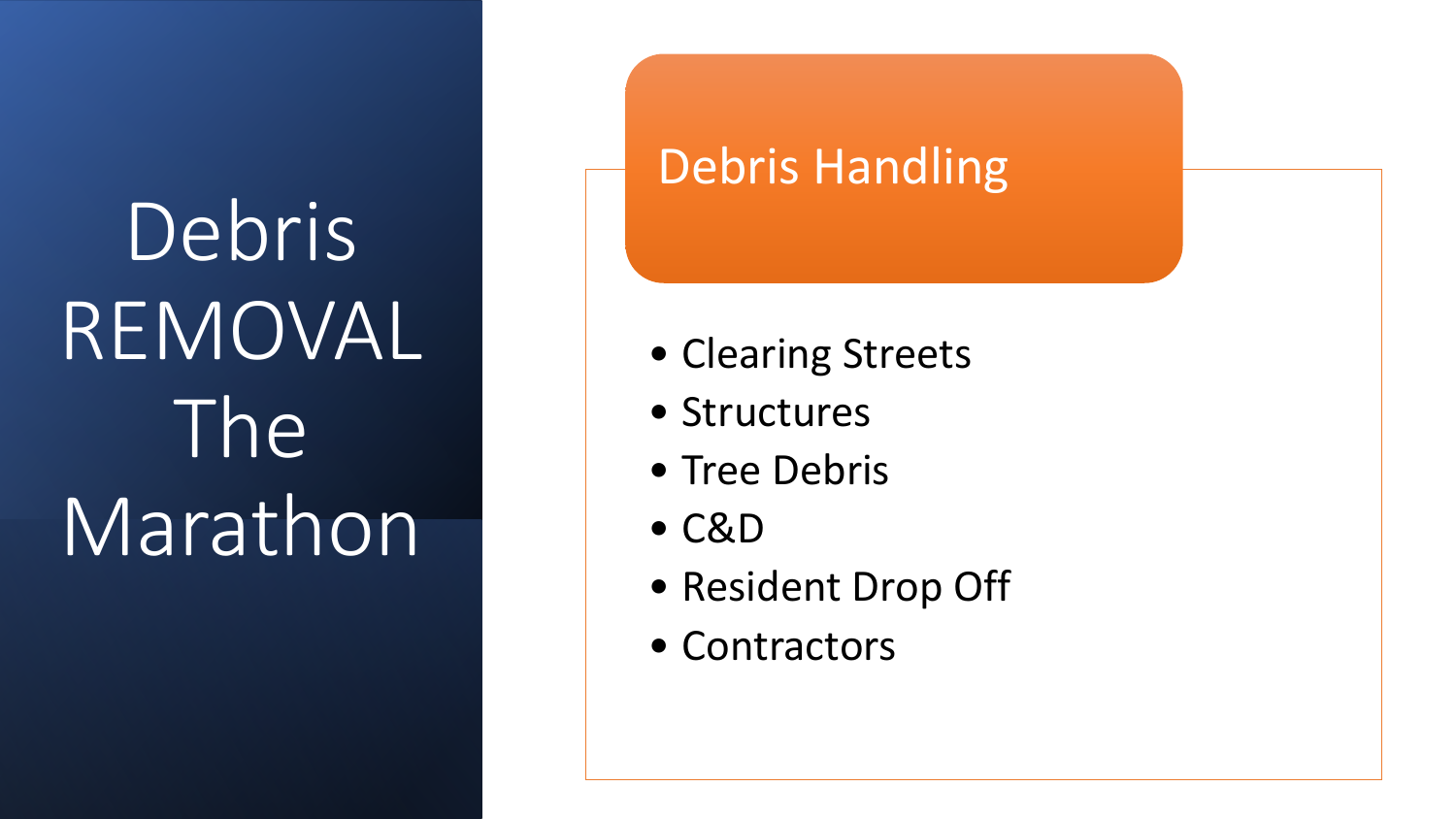# Debris REMOVAL The Marathon

## Debris Handling

- Clearing Streets
- Structures
- Tree Debris
- C&D
- Resident Drop Off
- Contractors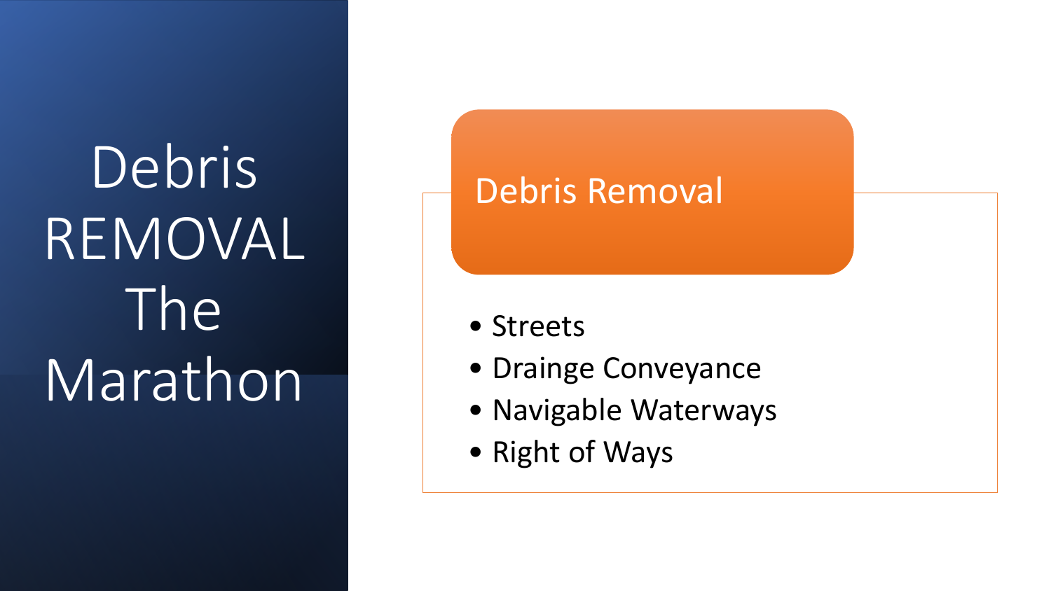# Debris REMOVAL The Marathon

## Debris Removal

- Streets
- Drainge Conveyance
- Navigable Waterways
- Right of Ways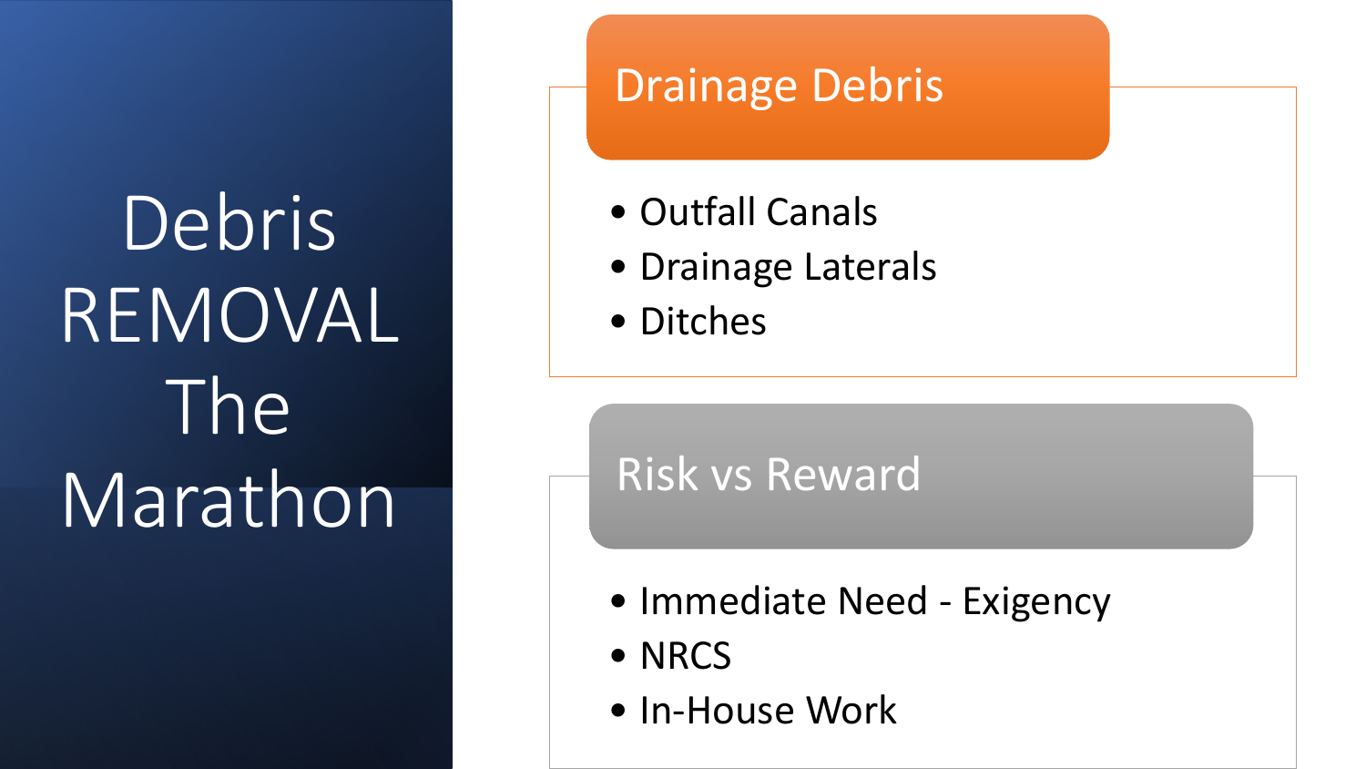# Debris REMOVAL The Marathon

## Drainage Debris

- Outfall Canals
- Drainage Laterals
- Ditches

## Risk vs Reward

- Immediate Need - Exigency
- NRCS
- In-House Work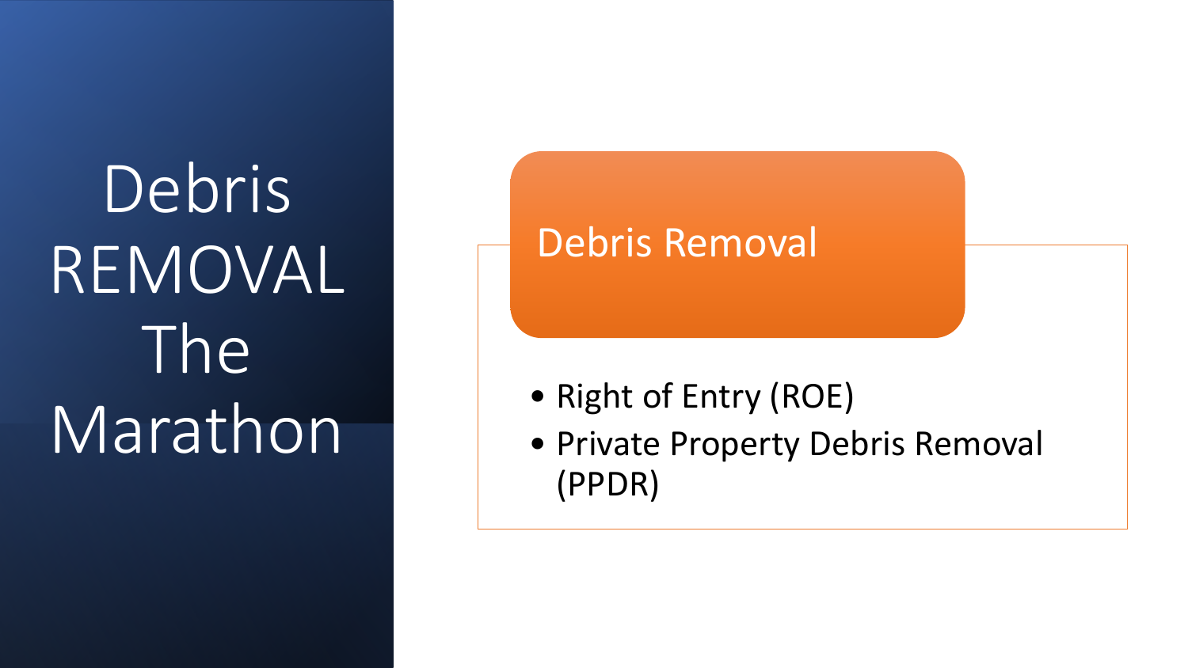# Debris REMOVAL The Marathon

## Debris Removal

- Right of Entry (ROE)
- Private Property Debris Removal (PPDR)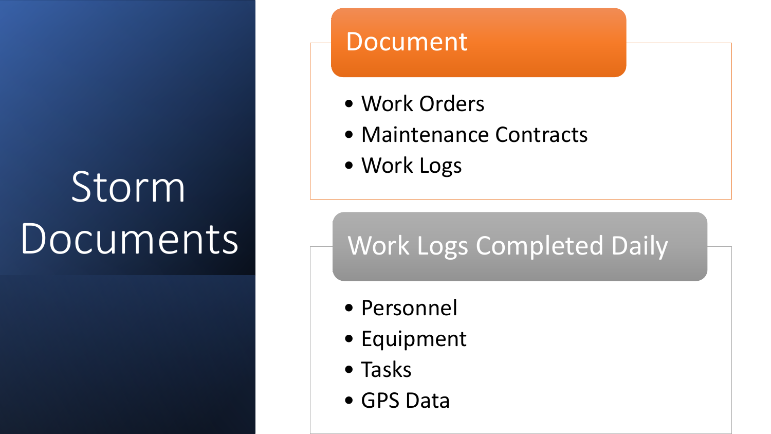# Storm Documents

## Document

- Work Orders
- Maintenance Contracts
- Work Logs

## Work Logs Completed Daily

- Personnel
- Equipment
- Tasks
- GPS Data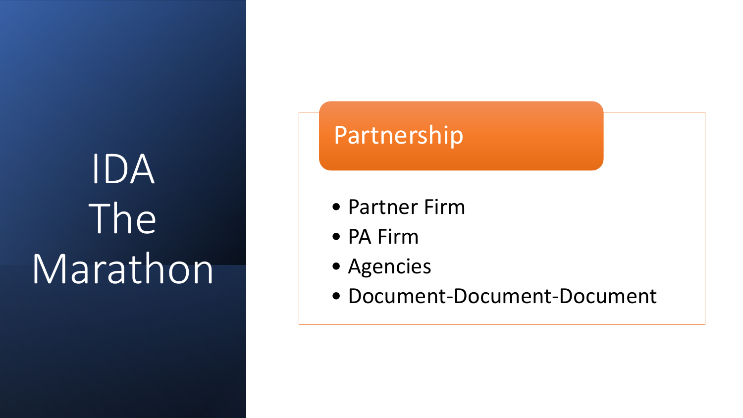# IDA The Marathon

## Partnership

- Partner Firm
- PA Firm
- Agencies
- Document-Document-Document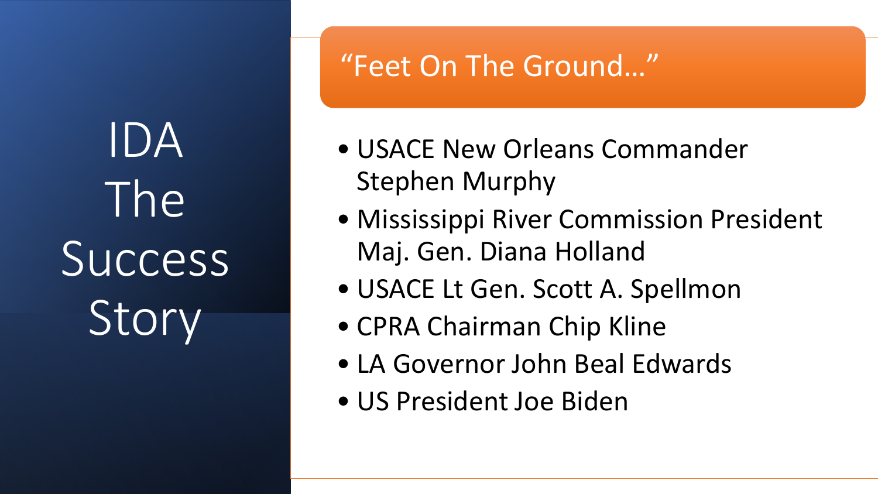# IDA The Success Story

## "Feet On The Ground…"

- USACE New Orleans Commander Stephen Murphy
- Mississippi River Commission President Maj. Gen. Diana Holland
- USACE Lt Gen. Scott A. Spellmon
- CPRA Chairman Chip Kline
- LA Governor John Beal Edwards
- US President Joe Biden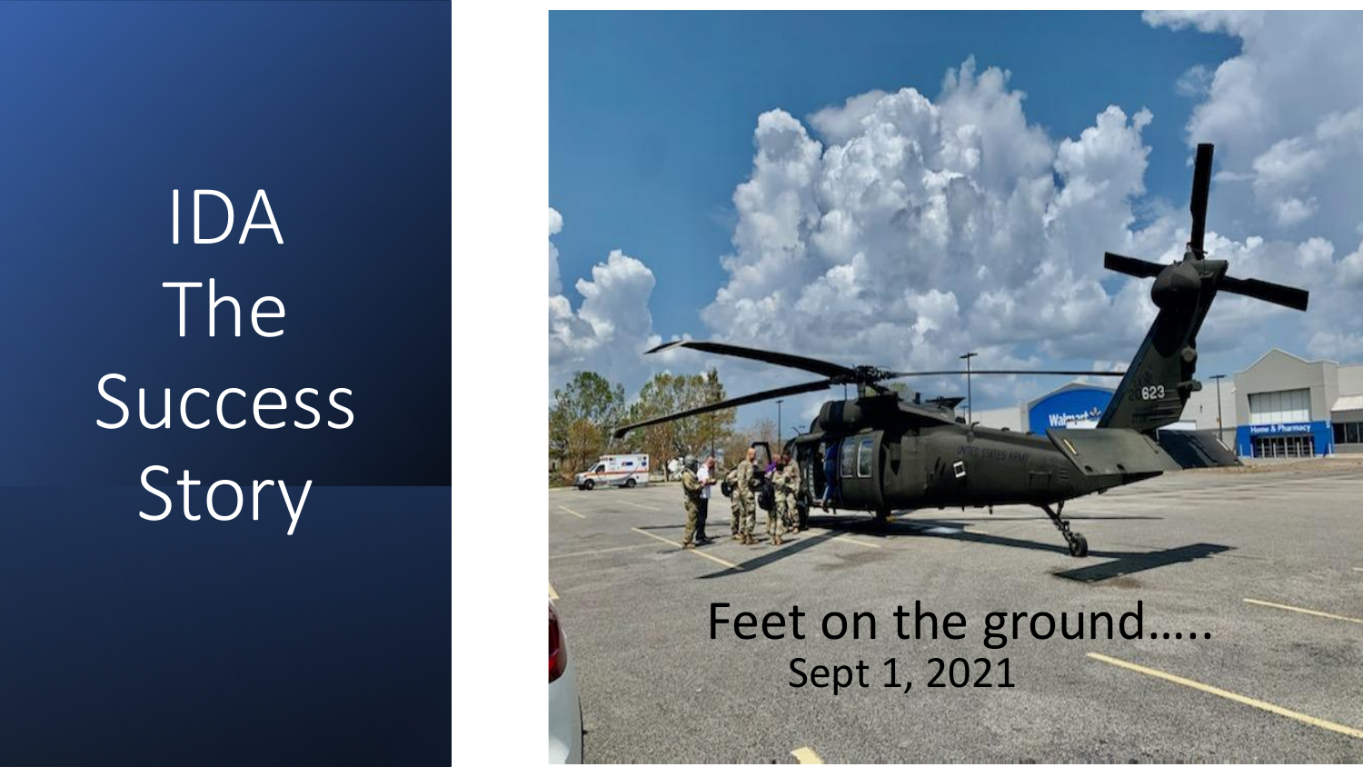# IDA The Success Story

Feet on the ground.....
Sept 1, 2021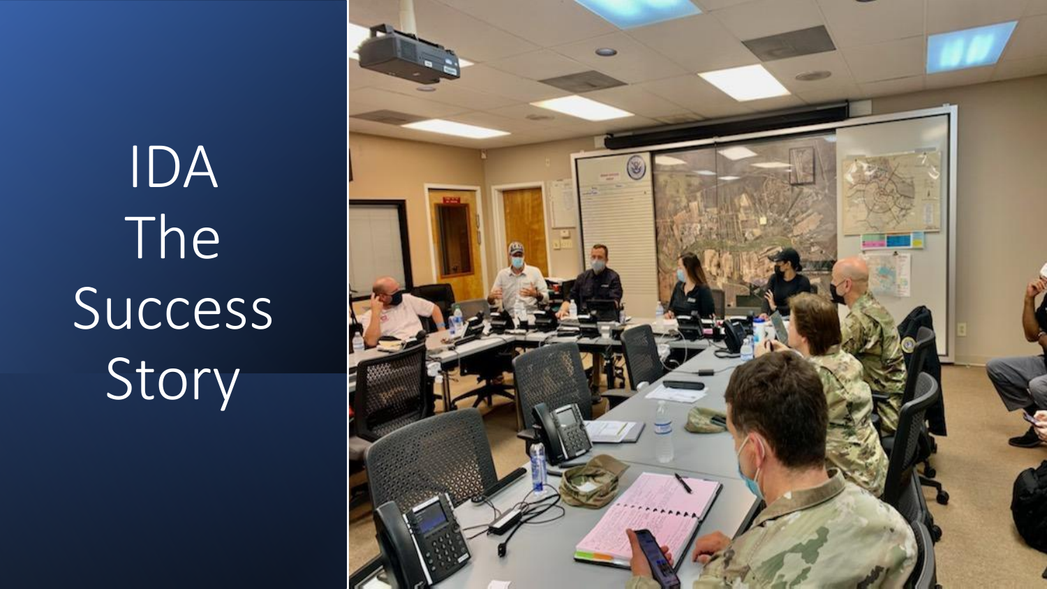# IDA The Success Story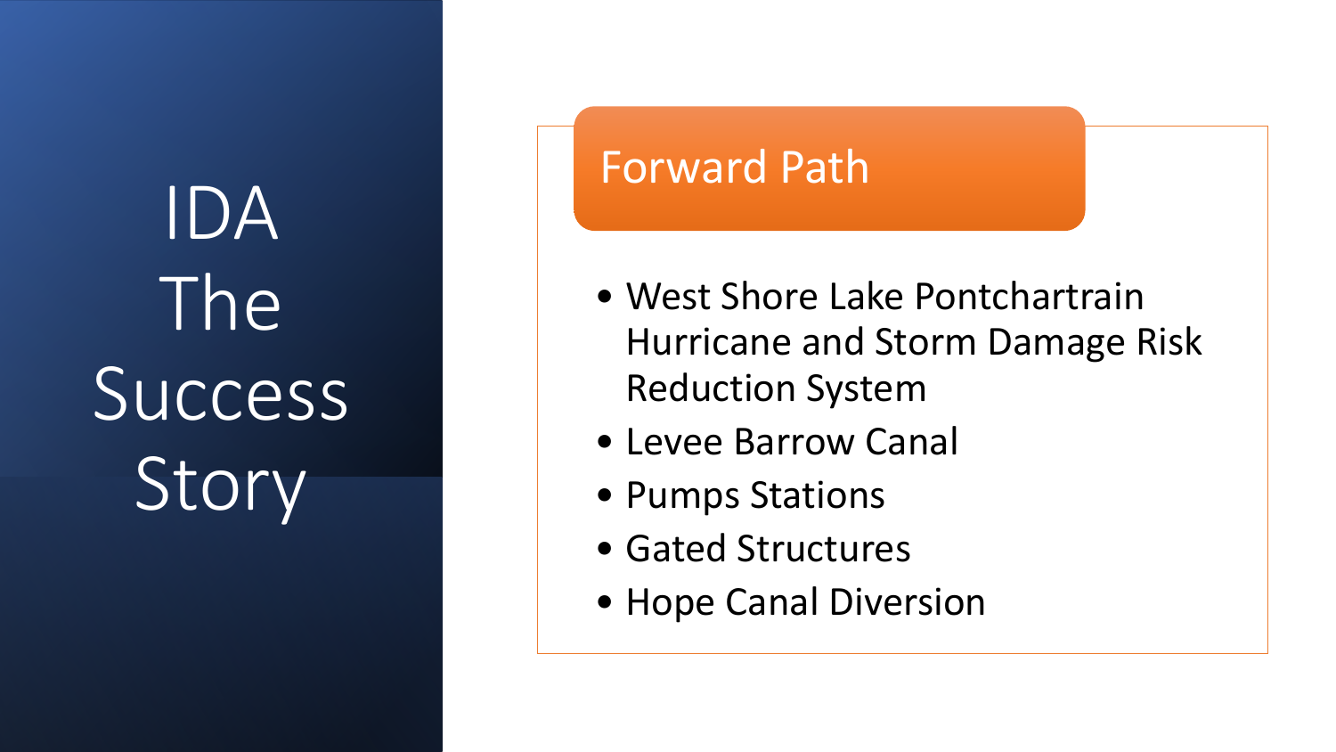# IDA The Success Story

## Forward Path

- West Shore Lake Pontchartrain Hurricane and Storm Damage Risk Reduction System
- Levee Barrow Canal
- Pumps Stations
- Gated Structures
- Hope Canal Diversion